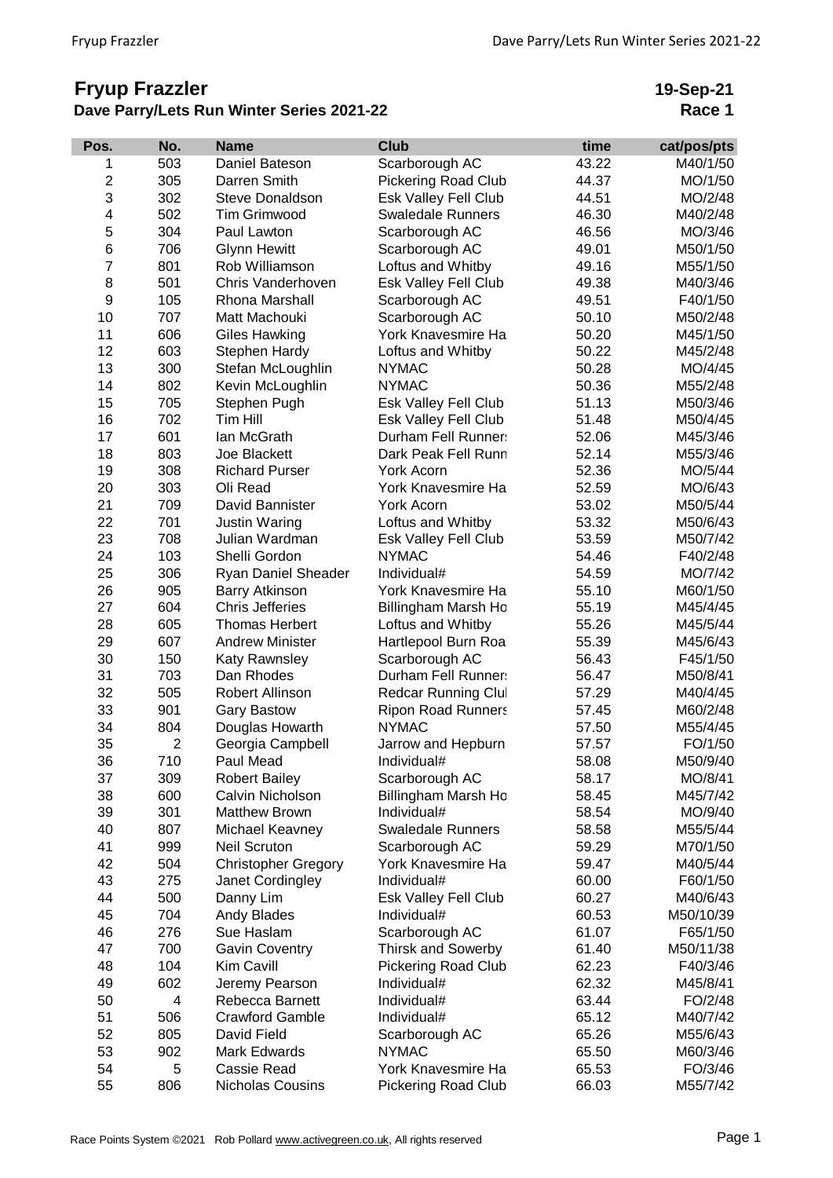# Fryup Frazzler

**Dave Parry/Lets Run Winter Series 2021-22**

**19-Sep-21**

**Race 1**

| Pos. | No. | Name | Club | time | cat/pos/pts |
|---|---|---|---|---|---|
| 1 | 503 | Daniel Bateson | Scarborough AC | 43.22 | M40/1/50 |
| 2 | 305 | Darren Smith | Pickering Road Club | 44.37 | MO/1/50 |
| 3 | 302 | Steve Donaldson | Esk Valley Fell Club | 44.51 | MO/2/48 |
| 4 | 502 | Tim Grimwood | Swaledale Runners | 46.30 | M40/2/48 |
| 5 | 304 | Paul Lawton | Scarborough AC | 46.56 | MO/3/46 |
| 6 | 706 | Glynn Hewitt | Scarborough AC | 49.01 | M50/1/50 |
| 7 | 801 | Rob Williamson | Loftus and Whitby | 49.16 | M55/1/50 |
| 8 | 501 | Chris Vanderhoven | Esk Valley Fell Club | 49.38 | M40/3/46 |
| 9 | 105 | Rhona Marshall | Scarborough AC | 49.51 | F40/1/50 |
| 10 | 707 | Matt Machouki | Scarborough AC | 50.10 | M50/2/48 |
| 11 | 606 | Giles Hawking | York Knavesmire Ha | 50.20 | M45/1/50 |
| 12 | 603 | Stephen Hardy | Loftus and Whitby | 50.22 | M45/2/48 |
| 13 | 300 | Stefan McLoughlin | NYMAC | 50.28 | MO/4/45 |
| 14 | 802 | Kevin McLoughlin | NYMAC | 50.36 | M55/2/48 |
| 15 | 705 | Stephen Pugh | Esk Valley Fell Club | 51.13 | M50/3/46 |
| 16 | 702 | Tim Hill | Esk Valley Fell Club | 51.48 | M50/4/45 |
| 17 | 601 | Ian McGrath | Durham Fell Runners | 52.06 | M45/3/46 |
| 18 | 803 | Joe Blackett | Dark Peak Fell Runn | 52.14 | M55/3/46 |
| 19 | 308 | Richard Purser | York Acorn | 52.36 | MO/5/44 |
| 20 | 303 | Oli Read | York Knavesmire Ha | 52.59 | MO/6/43 |
| 21 | 709 | David Bannister | York Acorn | 53.02 | M50/5/44 |
| 22 | 701 | Justin Waring | Loftus and Whitby | 53.32 | M50/6/43 |
| 23 | 708 | Julian Wardman | Esk Valley Fell Club | 53.59 | M50/7/42 |
| 24 | 103 | Shelli Gordon | NYMAC | 54.46 | F40/2/48 |
| 25 | 306 | Ryan Daniel Sheader | Individual# | 54.59 | MO/7/42 |
| 26 | 905 | Barry Atkinson | York Knavesmire Ha | 55.10 | M60/1/50 |
| 27 | 604 | Chris Jefferies | Billingham Marsh Ho | 55.19 | M45/4/45 |
| 28 | 605 | Thomas Herbert | Loftus and Whitby | 55.26 | M45/5/44 |
| 29 | 607 | Andrew Minister | Hartlepool Burn Roa | 55.39 | M45/6/43 |
| 30 | 150 | Katy Rawnsley | Scarborough AC | 56.43 | F45/1/50 |
| 31 | 703 | Dan Rhodes | Durham Fell Runners | 56.47 | M50/8/41 |
| 32 | 505 | Robert Allinson | Redcar Running Clul | 57.29 | M40/4/45 |
| 33 | 901 | Gary Bastow | Ripon Road Runners | 57.45 | M60/2/48 |
| 34 | 804 | Douglas Howarth | NYMAC | 57.50 | M55/4/45 |
| 35 | 2 | Georgia Campbell | Jarrow and Hepburn | 57.57 | FO/1/50 |
| 36 | 710 | Paul Mead | Individual# | 58.08 | M50/9/40 |
| 37 | 309 | Robert Bailey | Scarborough AC | 58.17 | MO/8/41 |
| 38 | 600 | Calvin Nicholson | Billingham Marsh Ho | 58.45 | M45/7/42 |
| 39 | 301 | Matthew Brown | Individual# | 58.54 | MO/9/40 |
| 40 | 807 | Michael Keavney | Swaledale Runners | 58.58 | M55/5/44 |
| 41 | 999 | Neil Scruton | Scarborough AC | 59.29 | M70/1/50 |
| 42 | 504 | Christopher Gregory | York Knavesmire Ha | 59.47 | M40/5/44 |
| 43 | 275 | Janet Cordingley | Individual# | 60.00 | F60/1/50 |
| 44 | 500 | Danny Lim | Esk Valley Fell Club | 60.27 | M40/6/43 |
| 45 | 704 | Andy Blades | Individual# | 60.53 | M50/10/39 |
| 46 | 276 | Sue Haslam | Scarborough AC | 61.07 | F65/1/50 |
| 47 | 700 | Gavin Coventry | Thirsk and Sowerby | 61.40 | M50/11/38 |
| 48 | 104 | Kim Cavill | Pickering Road Club | 62.23 | F40/3/46 |
| 49 | 602 | Jeremy Pearson | Individual# | 62.32 | M45/8/41 |
| 50 | 4 | Rebecca Barnett | Individual# | 63.44 | FO/2/48 |
| 51 | 506 | Crawford Gamble | Individual# | 65.12 | M40/7/42 |
| 52 | 805 | David Field | Scarborough AC | 65.26 | M55/6/43 |
| 53 | 902 | Mark Edwards | NYMAC | 65.50 | M60/3/46 |
| 54 | 5 | Cassie Read | York Knavesmire Ha | 65.53 | FO/3/46 |
| 55 | 806 | Nicholas Cousins | Pickering Road Club | 66.03 | M55/7/42 |

Race Points System ©2021 Rob Pollard www.activegreen.co.uk, All rights reserved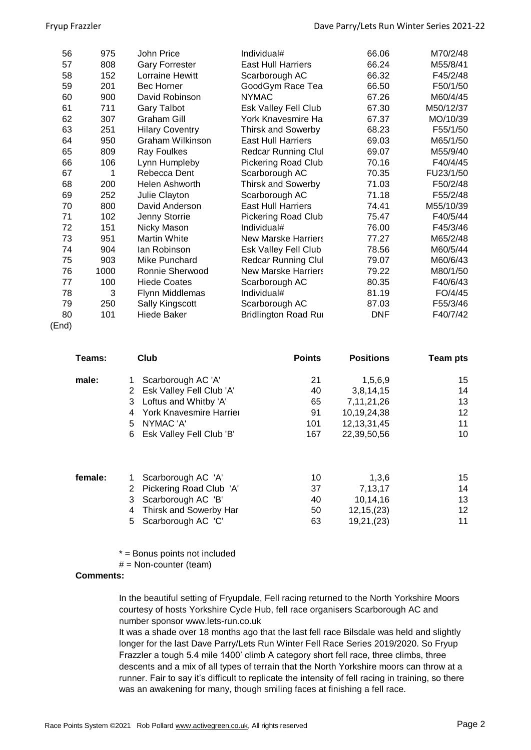| | | | | | |
|---|---|---|---|---|---|
| 56 | 975 | John Price | Individual# | 66.06 | M70/2/48 |
| 57 | 808 | Gary Forrester | East Hull Harriers | 66.24 | M55/8/41 |
| 58 | 152 | Lorraine Hewitt | Scarborough AC | 66.32 | F45/2/48 |
| 59 | 201 | Bec Horner | GoodGym Race Tea | 66.50 | F50/1/50 |
| 60 | 900 | David Robinson | NYMAC | 67.26 | M60/4/45 |
| 61 | 711 | Gary Talbot | Esk Valley Fell Club | 67.30 | M50/12/37 |
| 62 | 307 | Graham Gill | York Knavesmire Ha | 67.37 | MO/10/39 |
| 63 | 251 | Hilary Coventry | Thirsk and Sowerby | 68.23 | F55/1/50 |
| 64 | 950 | Graham Wilkinson | East Hull Harriers | 69.03 | M65/1/50 |
| 65 | 809 | Ray Foulkes | Redcar Running Clul | 69.07 | M55/9/40 |
| 66 | 106 | Lynn Humpleby | Pickering Road Club | 70.16 | F40/4/45 |
| 67 | 1 | Rebecca Dent | Scarborough AC | 70.35 | FU23/1/50 |
| 68 | 200 | Helen Ashworth | Thirsk and Sowerby | 71.03 | F50/2/48 |
| 69 | 252 | Julie Clayton | Scarborough AC | 71.18 | F55/2/48 |
| 70 | 800 | David Anderson | East Hull Harriers | 74.41 | M55/10/39 |
| 71 | 102 | Jenny Storrie | Pickering Road Club | 75.47 | F40/5/44 |
| 72 | 151 | Nicky Mason | Individual# | 76.00 | F45/3/46 |
| 73 | 951 | Martin White | New Marske Harriers | 77.27 | M65/2/48 |
| 74 | 904 | Ian Robinson | Esk Valley Fell Club | 78.56 | M60/5/44 |
| 75 | 903 | Mike Punchard | Redcar Running Clul | 79.07 | M60/6/43 |
| 76 | 1000 | Ronnie Sherwood | New Marske Harriers | 79.22 | M80/1/50 |
| 77 | 100 | Hiede Coates | Scarborough AC | 80.35 | F40/6/43 |
| 78 | 3 | Flynn Middlemas | Individual# | 81.19 | FO/4/45 |
| 79 | 250 | Sally Kingscott | Scarborough AC | 87.03 | F55/3/46 |
| 80 | 101 | Hiede Baker | Bridlington Road Ru | DNF | F40/7/42 |

(End)

| Teams: | | Club | Points | Positions | Team pts |
|---|---|---|---|---|---|
| male: | 1 | Scarborough AC 'A' | 21 | 1,5,6,9 | 15 |
| | 2 | Esk Valley Fell Club 'A' | 40 | 3,8,14,15 | 14 |
| | 3 | Loftus and Whitby 'A' | 65 | 7,11,21,26 | 13 |
| | 4 | York Knavesmire Harrier | 91 | 10,19,24,38 | 12 |
| | 5 | NYMAC 'A' | 101 | 12,13,31,45 | 11 |
| | 6 | Esk Valley Fell Club 'B' | 167 | 22,39,50,56 | 10 |
| female: | 1 | Scarborough AC 'A' | 10 | 1,3,6 | 15 |
| | 2 | Pickering Road Club 'A' | 37 | 7,13,17 | 14 |
| | 3 | Scarborough AC 'B' | 40 | 10,14,16 | 13 |
| | 4 | Thirsk and Sowerby Har | 50 | 12,15,(23) | 12 |
| | 5 | Scarborough AC 'C' | 63 | 19,21,(23) | 11 |

* = Bonus points not included
# = Non-counter (team)

**Comments:**

In the beautiful setting of Fryupdale, Fell racing returned to the North Yorkshire Moors courtesy of hosts Yorkshire Cycle Hub, fell race organisers Scarborough AC and number sponsor www.lets-run.co.uk

It was a shade over 18 months ago that the last fell race Bilsdale was held and slightly longer for the last Dave Parry/Lets Run Winter Fell Race Series 2019/2020. So Fryup Frazzler a tough 5.4 mile 1400' climb A category short fell race, three climbs, three descents and a mix of all types of terrain that the North Yorkshire moors can throw at a runner. Fair to say it's difficult to replicate the intensity of fell racing in training, so there was an awakening for many, though smiling faces at finishing a fell race.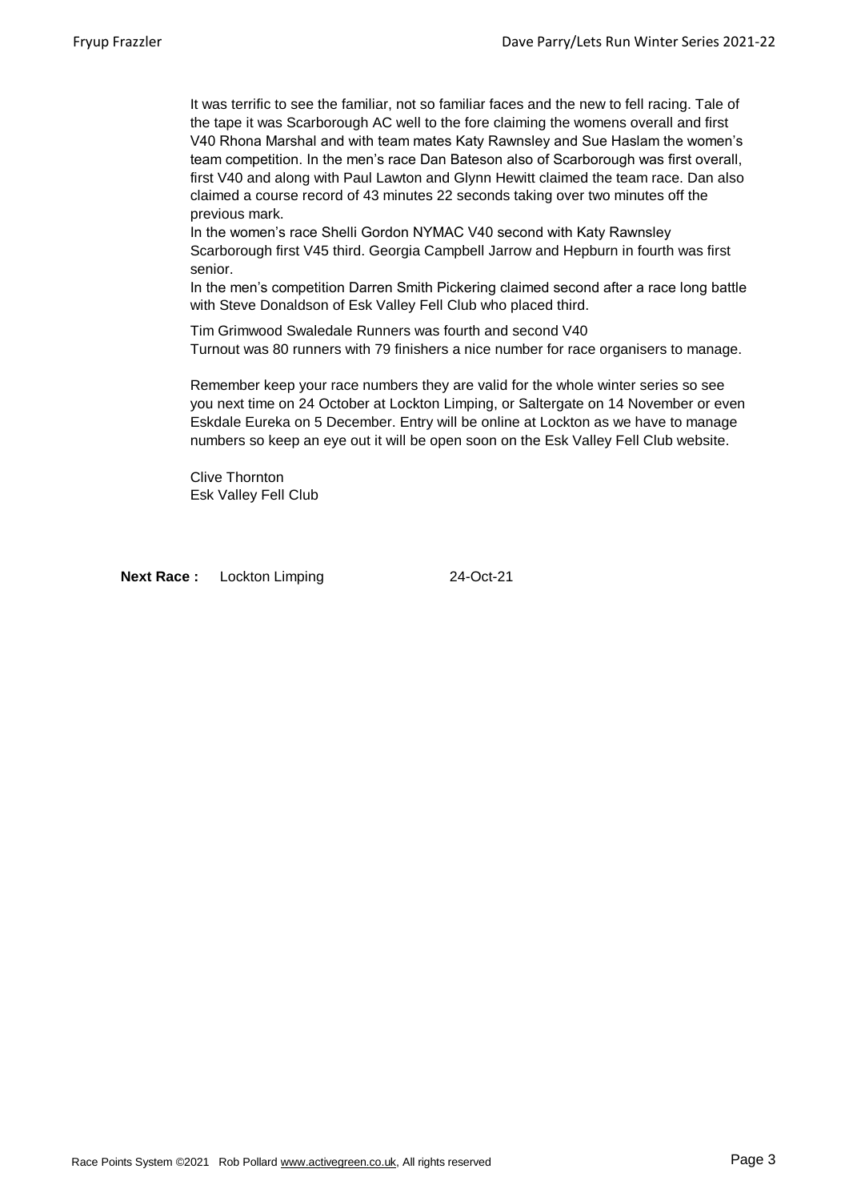It was terrific to see the familiar, not so familiar faces and the new to fell racing. Tale of the tape it was Scarborough AC well to the fore claiming the womens overall and first V40 Rhona Marshal and with team mates Katy Rawnsley and Sue Haslam the women's team competition. In the men's race Dan Bateson also of Scarborough was first overall, first V40 and along with Paul Lawton and Glynn Hewitt claimed the team race. Dan also claimed a course record of 43 minutes 22 seconds taking over two minutes off the previous mark.
In the women's race Shelli Gordon NYMAC V40 second with Katy Rawnsley Scarborough first V45 third. Georgia Campbell Jarrow and Hepburn in fourth was first senior.
In the men's competition Darren Smith Pickering claimed second after a race long battle with Steve Donaldson of Esk Valley Fell Club who placed third.

Tim Grimwood Swaledale Runners was fourth and second V40
Turnout was 80 runners with 79 finishers a nice number for race organisers to manage.

Remember keep your race numbers they are valid for the whole winter series so see you next time on 24 October at Lockton Limping, or Saltergate on 14 November or even Eskdale Eureka on 5 December. Entry will be online at Lockton as we have to manage numbers so keep an eye out it will be open soon on the Esk Valley Fell Club website.

Clive Thornton
Esk Valley Fell Club

**Next Race :** Lockton Limping 24-Oct-21